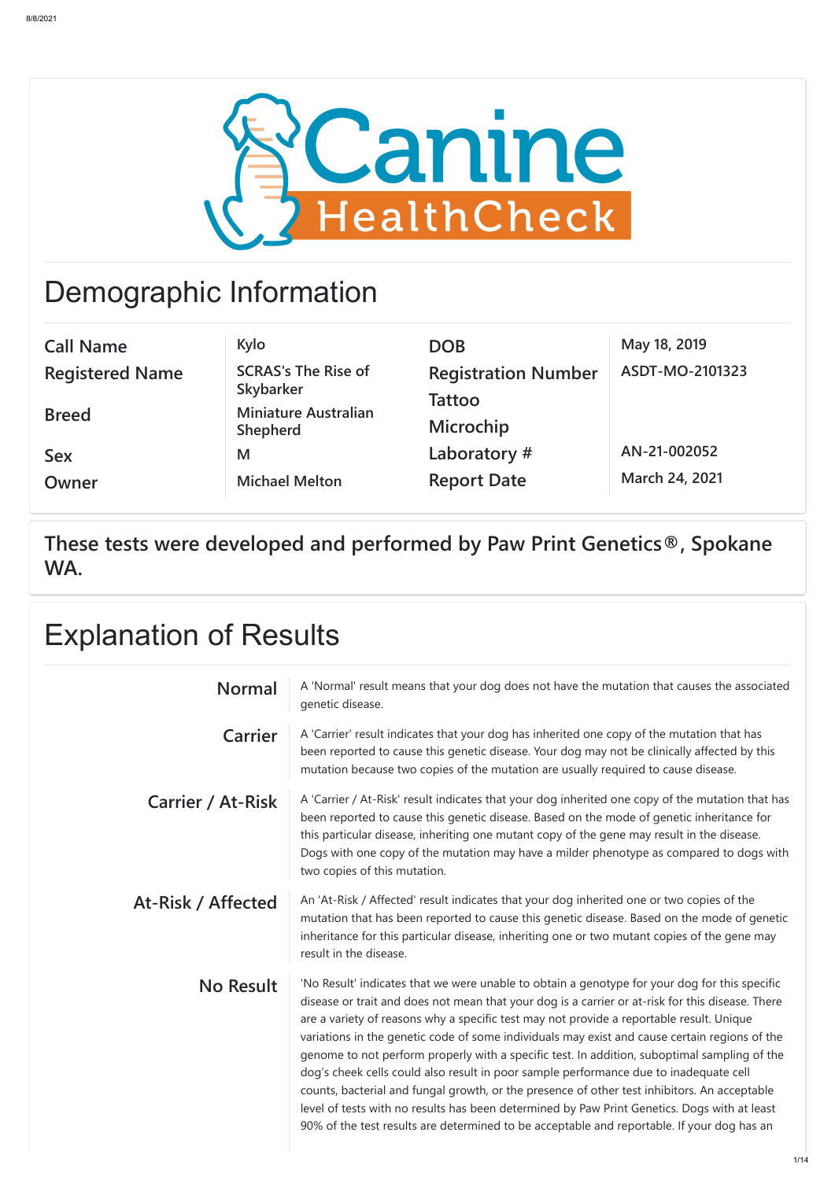# Canine HealthCheck

## Demographic Information

| | | | |
|---|---|---|---|
| Call Name | Kylo | DOB | May 18, 2019 |
| Registered Name | SCRAS's The Rise of Skybarker | Registration Number | ASDT-MO-2101323 |
| Breed | Miniature Australian Shepherd | Tattoo | |
| | | Microchip | |
| Sex | M | Laboratory # | AN-21-002052 |
| Owner | Michael Melton | Report Date | March 24, 2021 |

**These tests were developed and performed by Paw Print Genetics®, Spokane WA.**

## Explanation of Results

| | |
|---|---|
| **Normal** | A 'Normal' result means that your dog does not have the mutation that causes the associated genetic disease. |
| **Carrier** | A 'Carrier' result indicates that your dog has inherited one copy of the mutation that has been reported to cause this genetic disease. Your dog may not be clinically affected by this mutation because two copies of the mutation are usually required to cause disease. |
| **Carrier / At-Risk** | A 'Carrier / At-Risk' result indicates that your dog inherited one copy of the mutation that has been reported to cause this genetic disease. Based on the mode of genetic inheritance for this particular disease, inheriting one mutant copy of the gene may result in the disease. Dogs with one copy of the mutation may have a milder phenotype as compared to dogs with two copies of this mutation. |
| **At-Risk / Affected** | An 'At-Risk / Affected' result indicates that your dog inherited one or two copies of the mutation that has been reported to cause this genetic disease. Based on the mode of genetic inheritance for this particular disease, inheriting one or two mutant copies of the gene may result in the disease. |
| **No Result** | 'No Result' indicates that we were unable to obtain a genotype for your dog for this specific disease or trait and does not mean that your dog is a carrier or at-risk for this disease. There are a variety of reasons why a specific test may not provide a reportable result. Unique variations in the genetic code of some individuals may exist and cause certain regions of the genome to not perform properly with a specific test. In addition, suboptimal sampling of the dog's cheek cells could also result in poor sample performance due to inadequate cell counts, bacterial and fungal growth, or the presence of other test inhibitors. An acceptable level of tests with no results has been determined by Paw Print Genetics. Dogs with at least 90% of the test results are determined to be acceptable and reportable. If your dog has an |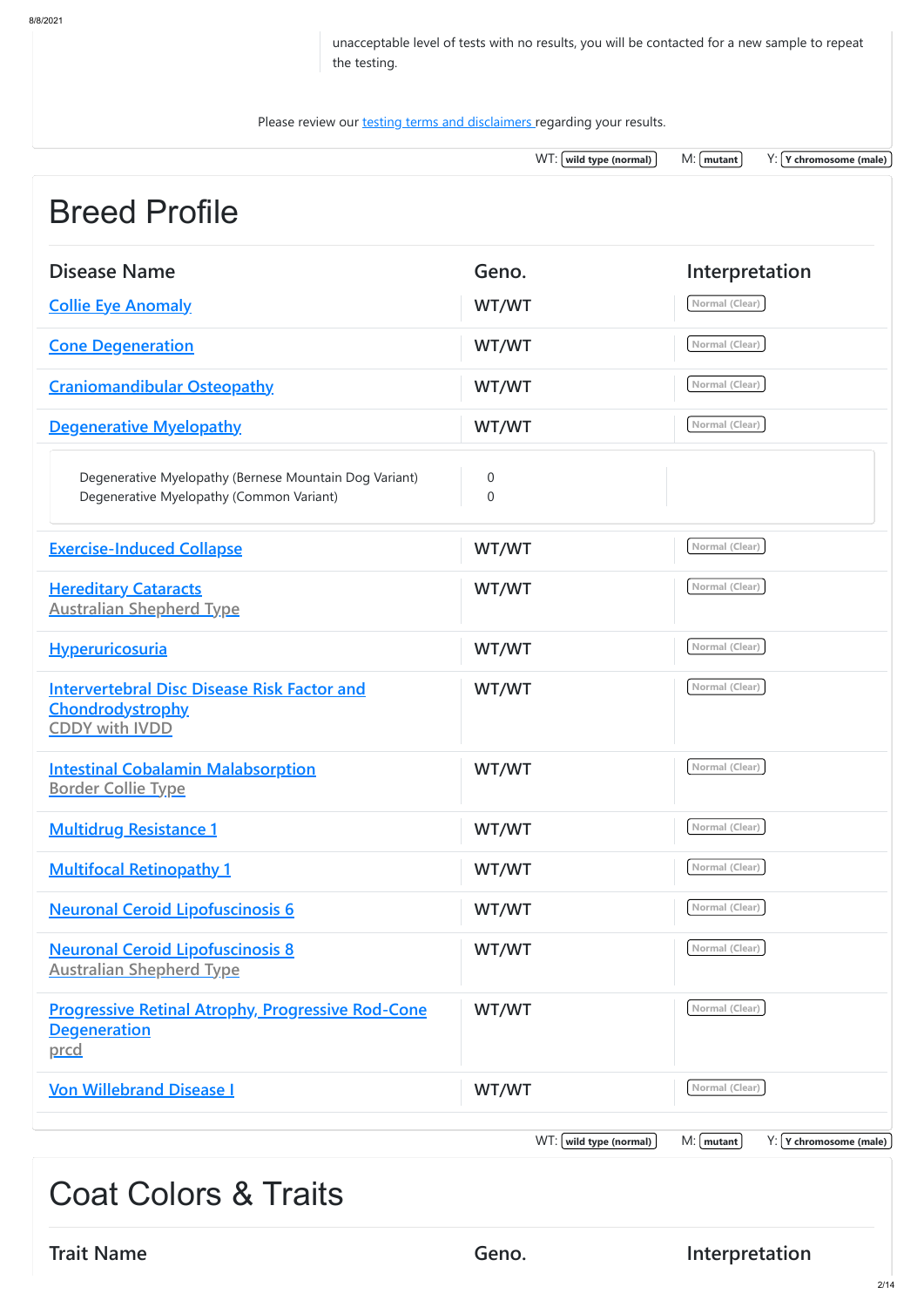unacceptable level of tests with no results, you will be contacted for a new sample to repeat the testing.

Please review our [testing terms and disclaimers](#) regarding your results.

WT: **wild type (normal)** M: **mutant** Y: **Y chromosome (male)**

# Breed Profile

| Disease Name | Geno. | Interpretation |
|---|---|---|
| Collie Eye Anomaly | WT/WT | Normal (Clear) |
| Cone Degeneration | WT/WT | Normal (Clear) |
| Craniomandibular Osteopathy | WT/WT | Normal (Clear) |
| Degenerative Myelopathy | WT/WT | Normal (Clear) |
| Degenerative Myelopathy (Bernese Mountain Dog Variant) | 0 | |
| Degenerative Myelopathy (Common Variant) | 0 | |
| Exercise-Induced Collapse | WT/WT | Normal (Clear) |
| Hereditary Cataracts<br>Australian Shepherd Type | WT/WT | Normal (Clear) |
| Hyperuricosuria | WT/WT | Normal (Clear) |
| Intervertebral Disc Disease Risk Factor and Chondrodystrophy<br>CDDY with IVDD | WT/WT | Normal (Clear) |
| Intestinal Cobalamin Malabsorption<br>Border Collie Type | WT/WT | Normal (Clear) |
| Multidrug Resistance 1 | WT/WT | Normal (Clear) |
| Multifocal Retinopathy 1 | WT/WT | Normal (Clear) |
| Neuronal Ceroid Lipofuscinosis 6 | WT/WT | Normal (Clear) |
| Neuronal Ceroid Lipofuscinosis 8<br>Australian Shepherd Type | WT/WT | Normal (Clear) |
| Progressive Retinal Atrophy, Progressive Rod-Cone Degeneration<br>prcd | WT/WT | Normal (Clear) |
| Von Willebrand Disease I | WT/WT | Normal (Clear) |

WT: **wild type (normal)** M: **mutant** Y: **Y chromosome (male)**

# Coat Colors & Traits

| Trait Name | Geno. | Interpretation |
|---|---|---|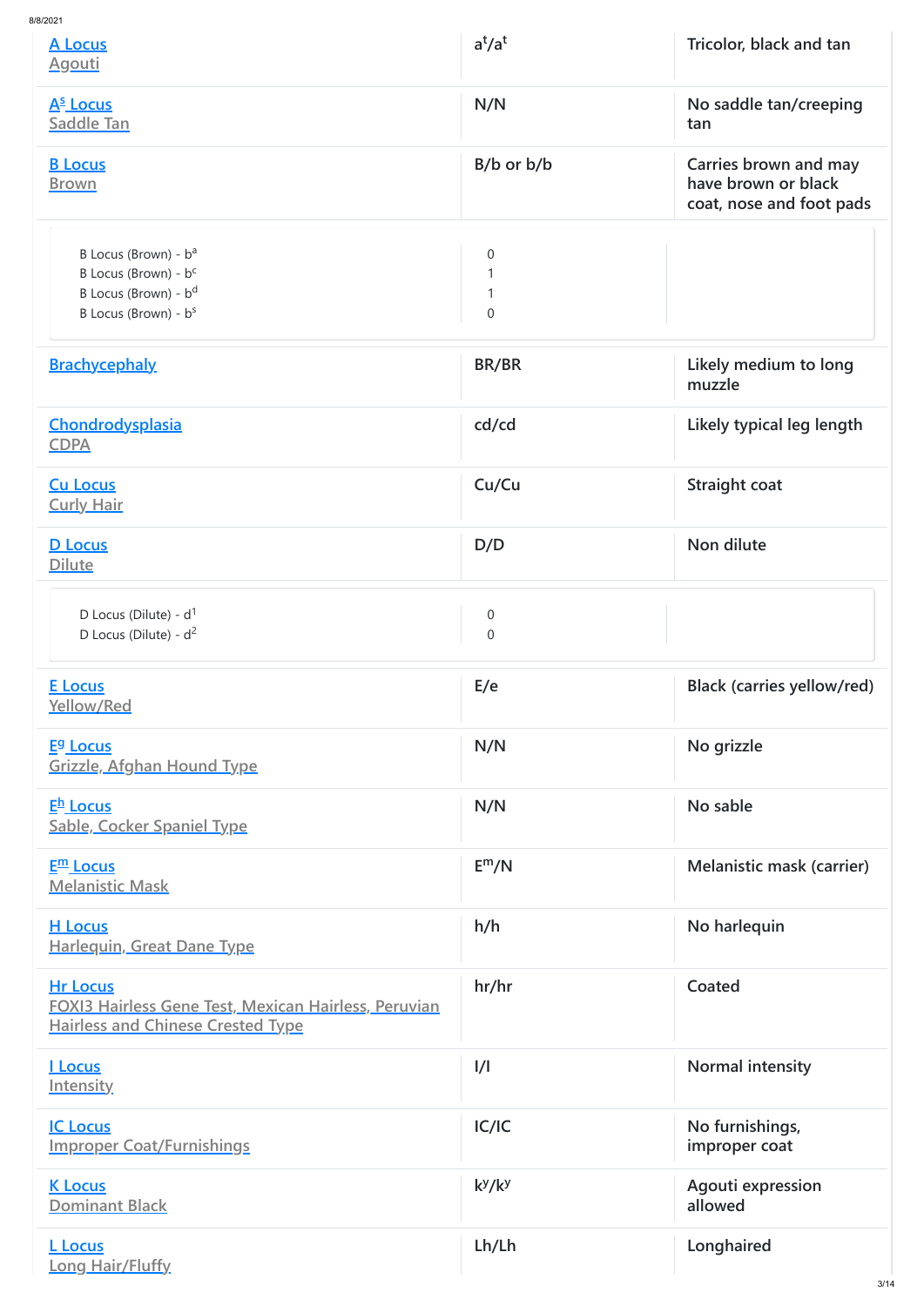| | | |
|---|---|---|
| A Locus<br>Agouti | $a^t/a^t$ | Tricolor, black and tan |
| $A^s$ Locus<br>Saddle Tan | N/N | No saddle tan/creeping tan |
| B Locus<br>Brown | B/b or b/b | Carries brown and may have brown or black coat, nose and foot pads |
| B Locus (Brown) - $b^a$<br>B Locus (Brown) - $b^c$<br>B Locus (Brown) - $b^d$<br>B Locus (Brown) - $b^s$ | 0<br>1<br>1<br>0 | |
| Brachycephaly | BR/BR | Likely medium to long muzzle |
| Chondrodysplasia<br>CDPA | cd/cd | Likely typical leg length |
| Cu Locus<br>Curly Hair | Cu/Cu | Straight coat |
| D Locus<br>Dilute | D/D | Non dilute |
| D Locus (Dilute) - $d^1$<br>D Locus (Dilute) - $d^2$ | 0<br>0 | |
| E Locus<br>Yellow/Red | E/e | Black (carries yellow/red) |
| $E^g$ Locus<br>Grizzle, Afghan Hound Type | N/N | No grizzle |
| $E^h$ Locus<br>Sable, Cocker Spaniel Type | N/N | No sable |
| $E^m$ Locus<br>Melanistic Mask | $E^m$/N | Melanistic mask (carrier) |
| H Locus<br>Harlequin, Great Dane Type | h/h | No harlequin |
| Hr Locus<br>FOXI3 Hairless Gene Test, Mexican Hairless, Peruvian Hairless and Chinese Crested Type | hr/hr | Coated |
| I Locus<br>Intensity | I/I | Normal intensity |
| IC Locus<br>Improper Coat/Furnishings | IC/IC | No furnishings, improper coat |
| K Locus<br>Dominant Black | $k^y/k^y$ | Agouti expression allowed |
| L Locus<br>Long Hair/Fluffy | Lh/Lh | Longhaired |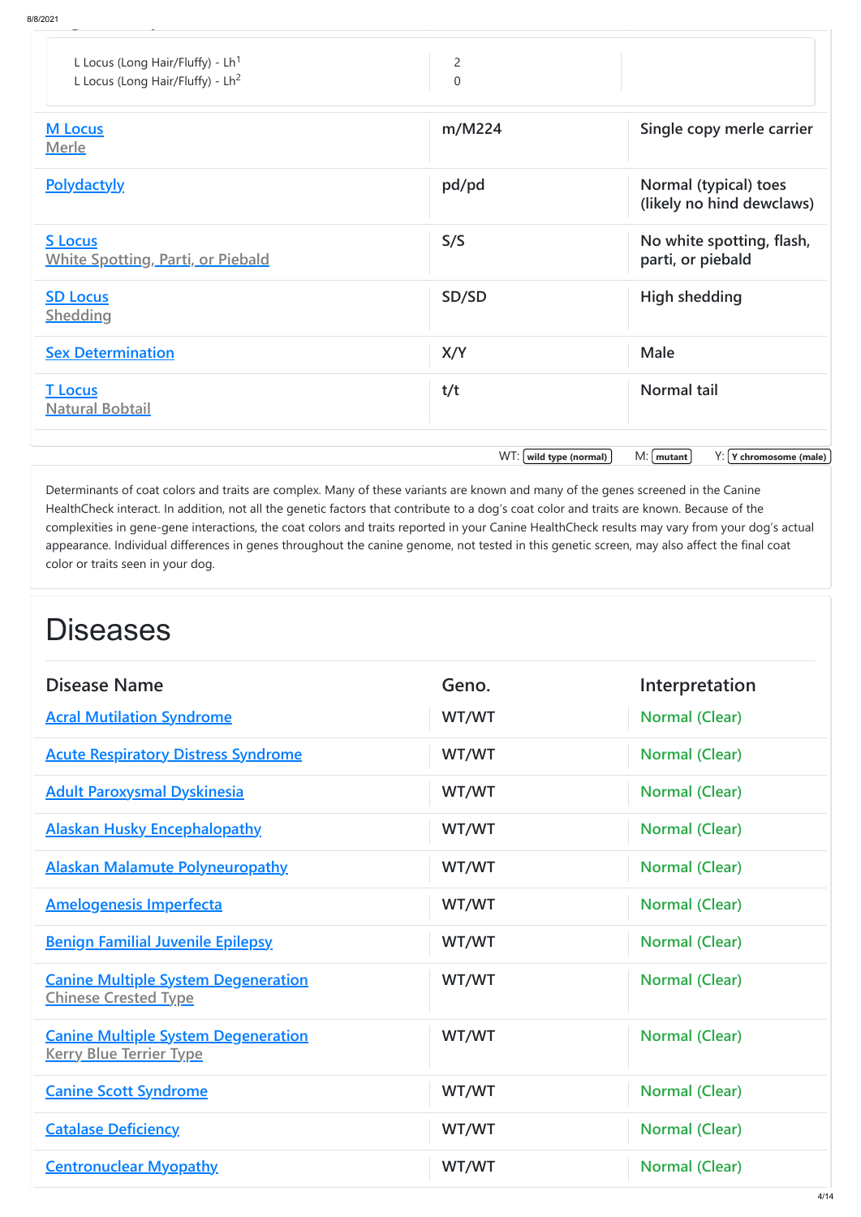| | | |
|---|---|---|
| L Locus (Long Hair/Fluffy) - Lh[1]<br>L Locus (Long Hair/Fluffy) - Lh[2] | 2<br>0 | |
| M Locus<br>Merle | m/M224 | Single copy merle carrier |
| Polydactyly | pd/pd | Normal (typical) toes (likely no hind dewclaws) |
| S Locus<br>White Spotting, Parti, or Piebald | S/S | No white spotting, flash, parti, or piebald |
| SD Locus<br>Shedding | SD/SD | High shedding |
| Sex Determination | X/Y | Male |
| T Locus<br>Natural Bobtail | t/t | Normal tail |

WT: wild type (normal) M: mutant Y: Y chromosome (male)

Determinants of coat colors and traits are complex. Many of these variants are known and many of the genes screened in the Canine HealthCheck interact. In addition, not all the genetic factors that contribute to a dog's coat color and traits are known. Because of the complexities in gene-gene interactions, the coat colors and traits reported in your Canine HealthCheck results may vary from your dog's actual appearance. Individual differences in genes throughout the canine genome, not tested in this genetic screen, may also affect the final coat color or traits seen in your dog.

# Diseases

| Disease Name | Geno. | Interpretation |
|---|---|---|
| Acral Mutilation Syndrome | WT/WT | Normal (Clear) |
| Acute Respiratory Distress Syndrome | WT/WT | Normal (Clear) |
| Adult Paroxysmal Dyskinesia | WT/WT | Normal (Clear) |
| Alaskan Husky Encephalopathy | WT/WT | Normal (Clear) |
| Alaskan Malamute Polyneuropathy | WT/WT | Normal (Clear) |
| Amelogenesis Imperfecta | WT/WT | Normal (Clear) |
| Benign Familial Juvenile Epilepsy | WT/WT | Normal (Clear) |
| Canine Multiple System Degeneration<br>Chinese Crested Type | WT/WT | Normal (Clear) |
| Canine Multiple System Degeneration<br>Kerry Blue Terrier Type | WT/WT | Normal (Clear) |
| Canine Scott Syndrome | WT/WT | Normal (Clear) |
| Catalase Deficiency | WT/WT | Normal (Clear) |
| Centronuclear Myopathy | WT/WT | Normal (Clear) |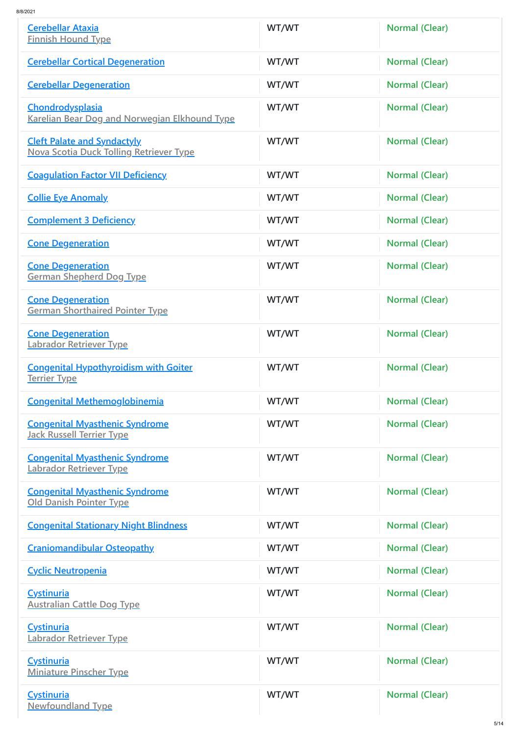| | | |
|---|---|---|
| Cerebellar Ataxia<br>Finnish Hound Type | WT/WT | Normal (Clear) |
| Cerebellar Cortical Degeneration | WT/WT | Normal (Clear) |
| Cerebellar Degeneration | WT/WT | Normal (Clear) |
| Chondrodysplasia<br>Karelian Bear Dog and Norwegian Elkhound Type | WT/WT | Normal (Clear) |
| Cleft Palate and Syndactyly<br>Nova Scotia Duck Tolling Retriever Type | WT/WT | Normal (Clear) |
| Coagulation Factor VII Deficiency | WT/WT | Normal (Clear) |
| Collie Eye Anomaly | WT/WT | Normal (Clear) |
| Complement 3 Deficiency | WT/WT | Normal (Clear) |
| Cone Degeneration | WT/WT | Normal (Clear) |
| Cone Degeneration<br>German Shepherd Dog Type | WT/WT | Normal (Clear) |
| Cone Degeneration<br>German Shorthaired Pointer Type | WT/WT | Normal (Clear) |
| Cone Degeneration<br>Labrador Retriever Type | WT/WT | Normal (Clear) |
| Congenital Hypothyroidism with Goiter<br>Terrier Type | WT/WT | Normal (Clear) |
| Congenital Methemoglobinemia | WT/WT | Normal (Clear) |
| Congenital Myasthenic Syndrome<br>Jack Russell Terrier Type | WT/WT | Normal (Clear) |
| Congenital Myasthenic Syndrome<br>Labrador Retriever Type | WT/WT | Normal (Clear) |
| Congenital Myasthenic Syndrome<br>Old Danish Pointer Type | WT/WT | Normal (Clear) |
| Congenital Stationary Night Blindness | WT/WT | Normal (Clear) |
| Craniomandibular Osteopathy | WT/WT | Normal (Clear) |
| Cyclic Neutropenia | WT/WT | Normal (Clear) |
| Cystinuria<br>Australian Cattle Dog Type | WT/WT | Normal (Clear) |
| Cystinuria<br>Labrador Retriever Type | WT/WT | Normal (Clear) |
| Cystinuria<br>Miniature Pinscher Type | WT/WT | Normal (Clear) |
| Cystinuria<br>Newfoundland Type | WT/WT | Normal (Clear) |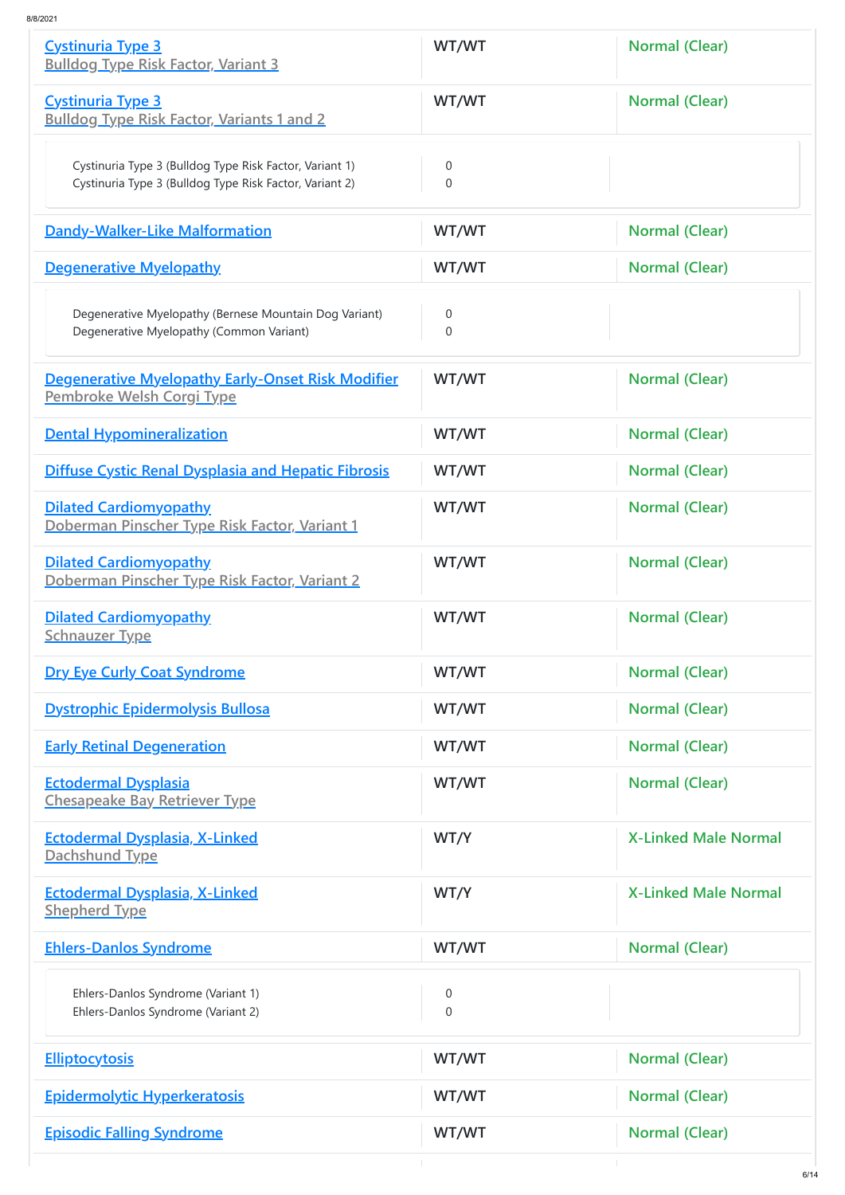| | | |
|---|---|---|
| Cystinuria Type 3<br>Bulldog Type Risk Factor, Variant 3 | WT/WT | Normal (Clear) |
| Cystinuria Type 3<br>Bulldog Type Risk Factor, Variants 1 and 2 | WT/WT | Normal (Clear) |
| Cystinuria Type 3 (Bulldog Type Risk Factor, Variant 1)<br>Cystinuria Type 3 (Bulldog Type Risk Factor, Variant 2) | 0<br>0 | |
| Dandy-Walker-Like Malformation | WT/WT | Normal (Clear) |
| Degenerative Myelopathy | WT/WT | Normal (Clear) |
| Degenerative Myelopathy (Bernese Mountain Dog Variant)<br>Degenerative Myelopathy (Common Variant) | 0<br>0 | |
| Degenerative Myelopathy Early-Onset Risk Modifier<br>Pembroke Welsh Corgi Type | WT/WT | Normal (Clear) |
| Dental Hypomineralization | WT/WT | Normal (Clear) |
| Diffuse Cystic Renal Dysplasia and Hepatic Fibrosis | WT/WT | Normal (Clear) |
| Dilated Cardiomyopathy<br>Doberman Pinscher Type Risk Factor, Variant 1 | WT/WT | Normal (Clear) |
| Dilated Cardiomyopathy<br>Doberman Pinscher Type Risk Factor, Variant 2 | WT/WT | Normal (Clear) |
| Dilated Cardiomyopathy<br>Schnauzer Type | WT/WT | Normal (Clear) |
| Dry Eye Curly Coat Syndrome | WT/WT | Normal (Clear) |
| Dystrophic Epidermolysis Bullosa | WT/WT | Normal (Clear) |
| Early Retinal Degeneration | WT/WT | Normal (Clear) |
| Ectodermal Dysplasia<br>Chesapeake Bay Retriever Type | WT/WT | Normal (Clear) |
| Ectodermal Dysplasia, X-Linked<br>Dachshund Type | WT/Y | X-Linked Male Normal |
| Ectodermal Dysplasia, X-Linked<br>Shepherd Type | WT/Y | X-Linked Male Normal |
| Ehlers-Danlos Syndrome | WT/WT | Normal (Clear) |
| Ehlers-Danlos Syndrome (Variant 1)<br>Ehlers-Danlos Syndrome (Variant 2) | 0<br>0 | |
| Elliptocytosis | WT/WT | Normal (Clear) |
| Epidermolytic Hyperkeratosis | WT/WT | Normal (Clear) |
| Episodic Falling Syndrome | WT/WT | Normal (Clear) |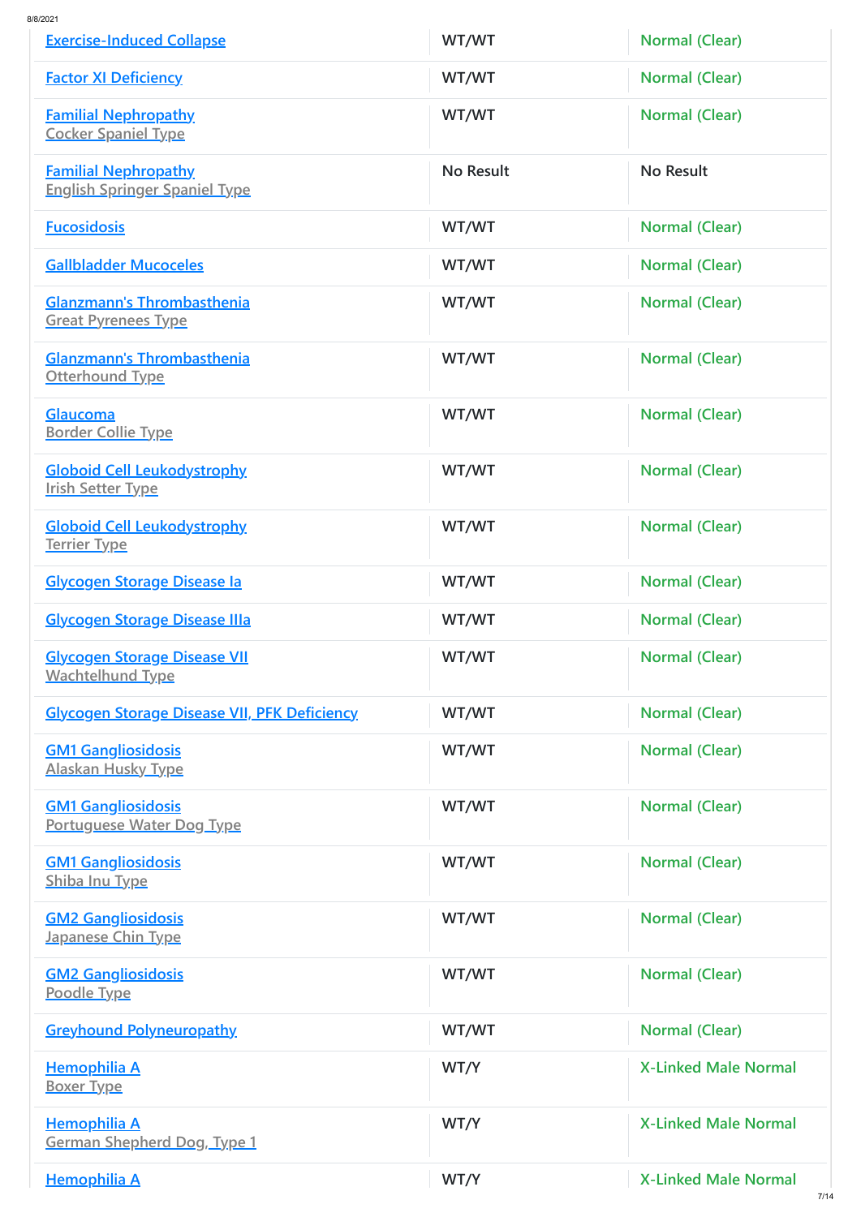| | | |
|---|---|---|
| Exercise-Induced Collapse | WT/WT | Normal (Clear) |
| Factor XI Deficiency | WT/WT | Normal (Clear) |
| Familial Nephropathy<br>Cocker Spaniel Type | WT/WT | Normal (Clear) |
| Familial Nephropathy<br>English Springer Spaniel Type | No Result | No Result |
| Fucosidosis | WT/WT | Normal (Clear) |
| Gallbladder Mucoceles | WT/WT | Normal (Clear) |
| Glanzmann's Thrombasthenia<br>Great Pyrenees Type | WT/WT | Normal (Clear) |
| Glanzmann's Thrombasthenia<br>Otterhound Type | WT/WT | Normal (Clear) |
| Glaucoma<br>Border Collie Type | WT/WT | Normal (Clear) |
| Globoid Cell Leukodystrophy<br>Irish Setter Type | WT/WT | Normal (Clear) |
| Globoid Cell Leukodystrophy<br>Terrier Type | WT/WT | Normal (Clear) |
| Glycogen Storage Disease Ia | WT/WT | Normal (Clear) |
| Glycogen Storage Disease IIIa | WT/WT | Normal (Clear) |
| Glycogen Storage Disease VII<br>Wachtelhund Type | WT/WT | Normal (Clear) |
| Glycogen Storage Disease VII, PFK Deficiency | WT/WT | Normal (Clear) |
| GM1 Gangliosidosis<br>Alaskan Husky Type | WT/WT | Normal (Clear) |
| GM1 Gangliosidosis<br>Portuguese Water Dog Type | WT/WT | Normal (Clear) |
| GM1 Gangliosidosis<br>Shiba Inu Type | WT/WT | Normal (Clear) |
| GM2 Gangliosidosis<br>Japanese Chin Type | WT/WT | Normal (Clear) |
| GM2 Gangliosidosis<br>Poodle Type | WT/WT | Normal (Clear) |
| Greyhound Polyneuropathy | WT/WT | Normal (Clear) |
| Hemophilia A<br>Boxer Type | WT/Y | X-Linked Male Normal |
| Hemophilia A<br>German Shepherd Dog, Type 1 | WT/Y | X-Linked Male Normal |
| Hemophilia A | WT/Y | X-Linked Male Normal |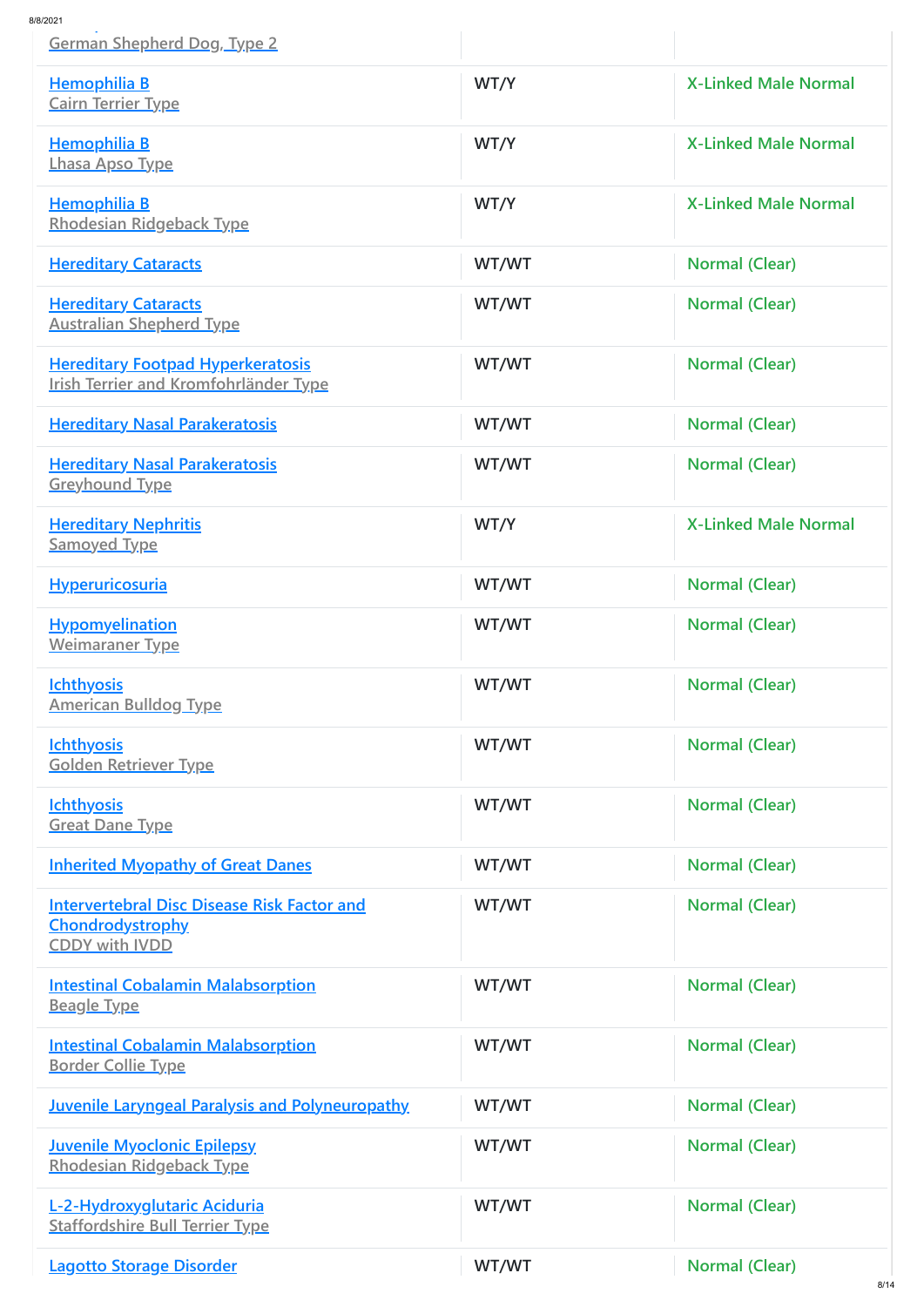| | | |
|---|---|---|
| German Shepherd Dog, Type 2 | | |
| Hemophilia B<br>Cairn Terrier Type | WT/Y | X-Linked Male Normal |
| Hemophilia B<br>Lhasa Apso Type | WT/Y | X-Linked Male Normal |
| Hemophilia B<br>Rhodesian Ridgeback Type | WT/Y | X-Linked Male Normal |
| Hereditary Cataracts | WT/WT | Normal (Clear) |
| Hereditary Cataracts<br>Australian Shepherd Type | WT/WT | Normal (Clear) |
| Hereditary Footpad Hyperkeratosis<br>Irish Terrier and Kromfohrländer Type | WT/WT | Normal (Clear) |
| Hereditary Nasal Parakeratosis | WT/WT | Normal (Clear) |
| Hereditary Nasal Parakeratosis<br>Greyhound Type | WT/WT | Normal (Clear) |
| Hereditary Nephritis<br>Samoyed Type | WT/Y | X-Linked Male Normal |
| Hyperuricosuria | WT/WT | Normal (Clear) |
| Hypomyelination<br>Weimaraner Type | WT/WT | Normal (Clear) |
| Ichthyosis<br>American Bulldog Type | WT/WT | Normal (Clear) |
| Ichthyosis<br>Golden Retriever Type | WT/WT | Normal (Clear) |
| Ichthyosis<br>Great Dane Type | WT/WT | Normal (Clear) |
| Inherited Myopathy of Great Danes | WT/WT | Normal (Clear) |
| Intervertebral Disc Disease Risk Factor and Chondrodystrophy<br>CDDY with IVDD | WT/WT | Normal (Clear) |
| Intestinal Cobalamin Malabsorption<br>Beagle Type | WT/WT | Normal (Clear) |
| Intestinal Cobalamin Malabsorption<br>Border Collie Type | WT/WT | Normal (Clear) |
| Juvenile Laryngeal Paralysis and Polyneuropathy | WT/WT | Normal (Clear) |
| Juvenile Myoclonic Epilepsy<br>Rhodesian Ridgeback Type | WT/WT | Normal (Clear) |
| L-2-Hydroxyglutaric Aciduria<br>Staffordshire Bull Terrier Type | WT/WT | Normal (Clear) |
| Lagotto Storage Disorder | WT/WT | Normal (Clear) |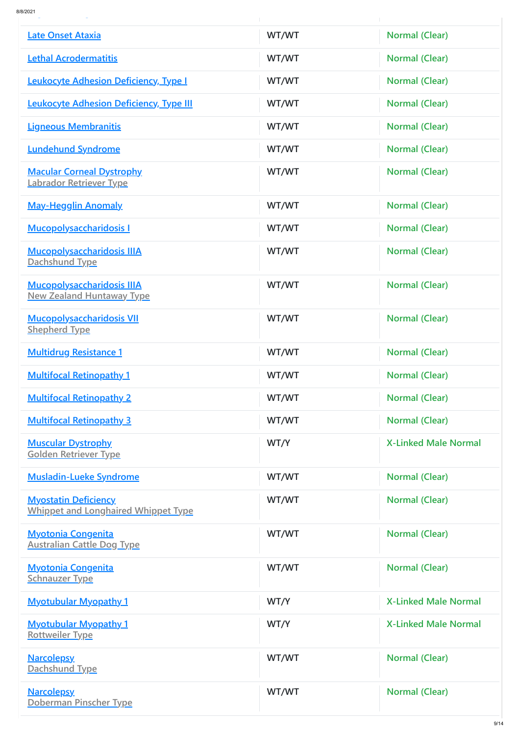| | | |
|---|---|---|
| Late Onset Ataxia | WT/WT | Normal (Clear) |
| Lethal Acrodermatitis | WT/WT | Normal (Clear) |
| Leukocyte Adhesion Deficiency, Type I | WT/WT | Normal (Clear) |
| Leukocyte Adhesion Deficiency, Type III | WT/WT | Normal (Clear) |
| Ligneous Membranitis | WT/WT | Normal (Clear) |
| Lundehund Syndrome | WT/WT | Normal (Clear) |
| Macular Corneal Dystrophy<br>Labrador Retriever Type | WT/WT | Normal (Clear) |
| May-Hegglin Anomaly | WT/WT | Normal (Clear) |
| Mucopolysaccharidosis I | WT/WT | Normal (Clear) |
| Mucopolysaccharidosis IIIA<br>Dachshund Type | WT/WT | Normal (Clear) |
| Mucopolysaccharidosis IIIA<br>New Zealand Huntaway Type | WT/WT | Normal (Clear) |
| Mucopolysaccharidosis VII<br>Shepherd Type | WT/WT | Normal (Clear) |
| Multidrug Resistance 1 | WT/WT | Normal (Clear) |
| Multifocal Retinopathy 1 | WT/WT | Normal (Clear) |
| Multifocal Retinopathy 2 | WT/WT | Normal (Clear) |
| Multifocal Retinopathy 3 | WT/WT | Normal (Clear) |
| Muscular Dystrophy<br>Golden Retriever Type | WT/Y | X-Linked Male Normal |
| Musladin-Lueke Syndrome | WT/WT | Normal (Clear) |
| Myostatin Deficiency<br>Whippet and Longhaired Whippet Type | WT/WT | Normal (Clear) |
| Myotonia Congenita<br>Australian Cattle Dog Type | WT/WT | Normal (Clear) |
| Myotonia Congenita<br>Schnauzer Type | WT/WT | Normal (Clear) |
| Myotubular Myopathy 1 | WT/Y | X-Linked Male Normal |
| Myotubular Myopathy 1<br>Rottweiler Type | WT/Y | X-Linked Male Normal |
| Narcolepsy<br>Dachshund Type | WT/WT | Normal (Clear) |
| Narcolepsy<br>Doberman Pinscher Type | WT/WT | Normal (Clear) |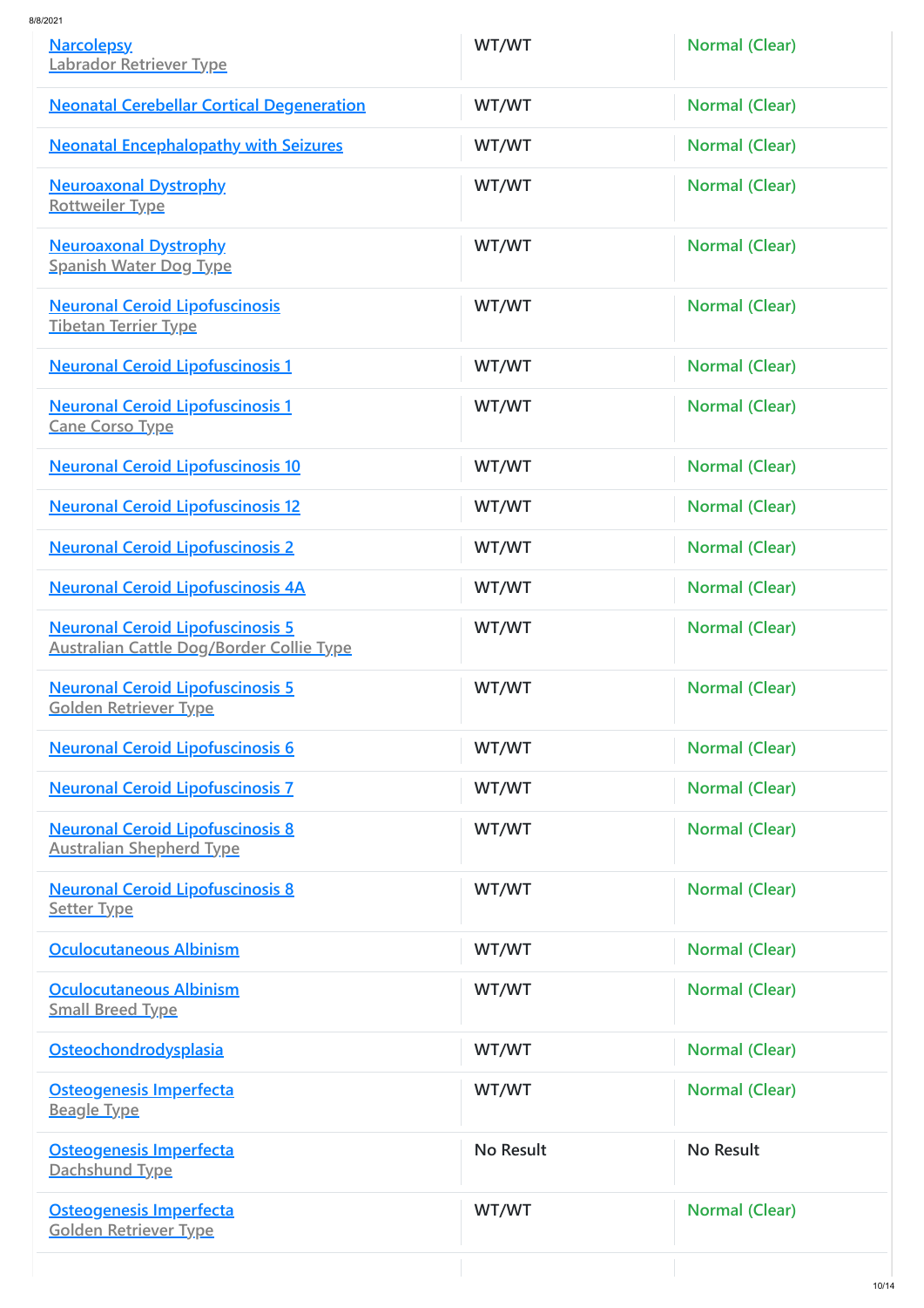| | | |
|---|---|---|
| Narcolepsy<br>Labrador Retriever Type | WT/WT | Normal (Clear) |
| Neonatal Cerebellar Cortical Degeneration | WT/WT | Normal (Clear) |
| Neonatal Encephalopathy with Seizures | WT/WT | Normal (Clear) |
| Neuroaxonal Dystrophy<br>Rottweiler Type | WT/WT | Normal (Clear) |
| Neuroaxonal Dystrophy<br>Spanish Water Dog Type | WT/WT | Normal (Clear) |
| Neuronal Ceroid Lipofuscinosis<br>Tibetan Terrier Type | WT/WT | Normal (Clear) |
| Neuronal Ceroid Lipofuscinosis 1 | WT/WT | Normal (Clear) |
| Neuronal Ceroid Lipofuscinosis 1<br>Cane Corso Type | WT/WT | Normal (Clear) |
| Neuronal Ceroid Lipofuscinosis 10 | WT/WT | Normal (Clear) |
| Neuronal Ceroid Lipofuscinosis 12 | WT/WT | Normal (Clear) |
| Neuronal Ceroid Lipofuscinosis 2 | WT/WT | Normal (Clear) |
| Neuronal Ceroid Lipofuscinosis 4A | WT/WT | Normal (Clear) |
| Neuronal Ceroid Lipofuscinosis 5<br>Australian Cattle Dog/Border Collie Type | WT/WT | Normal (Clear) |
| Neuronal Ceroid Lipofuscinosis 5<br>Golden Retriever Type | WT/WT | Normal (Clear) |
| Neuronal Ceroid Lipofuscinosis 6 | WT/WT | Normal (Clear) |
| Neuronal Ceroid Lipofuscinosis 7 | WT/WT | Normal (Clear) |
| Neuronal Ceroid Lipofuscinosis 8<br>Australian Shepherd Type | WT/WT | Normal (Clear) |
| Neuronal Ceroid Lipofuscinosis 8<br>Setter Type | WT/WT | Normal (Clear) |
| Oculocutaneous Albinism | WT/WT | Normal (Clear) |
| Oculocutaneous Albinism<br>Small Breed Type | WT/WT | Normal (Clear) |
| Osteochondrodysplasia | WT/WT | Normal (Clear) |
| Osteogenesis Imperfecta<br>Beagle Type | WT/WT | Normal (Clear) |
| Osteogenesis Imperfecta<br>Dachshund Type | No Result | No Result |
| Osteogenesis Imperfecta<br>Golden Retriever Type | WT/WT | Normal (Clear) |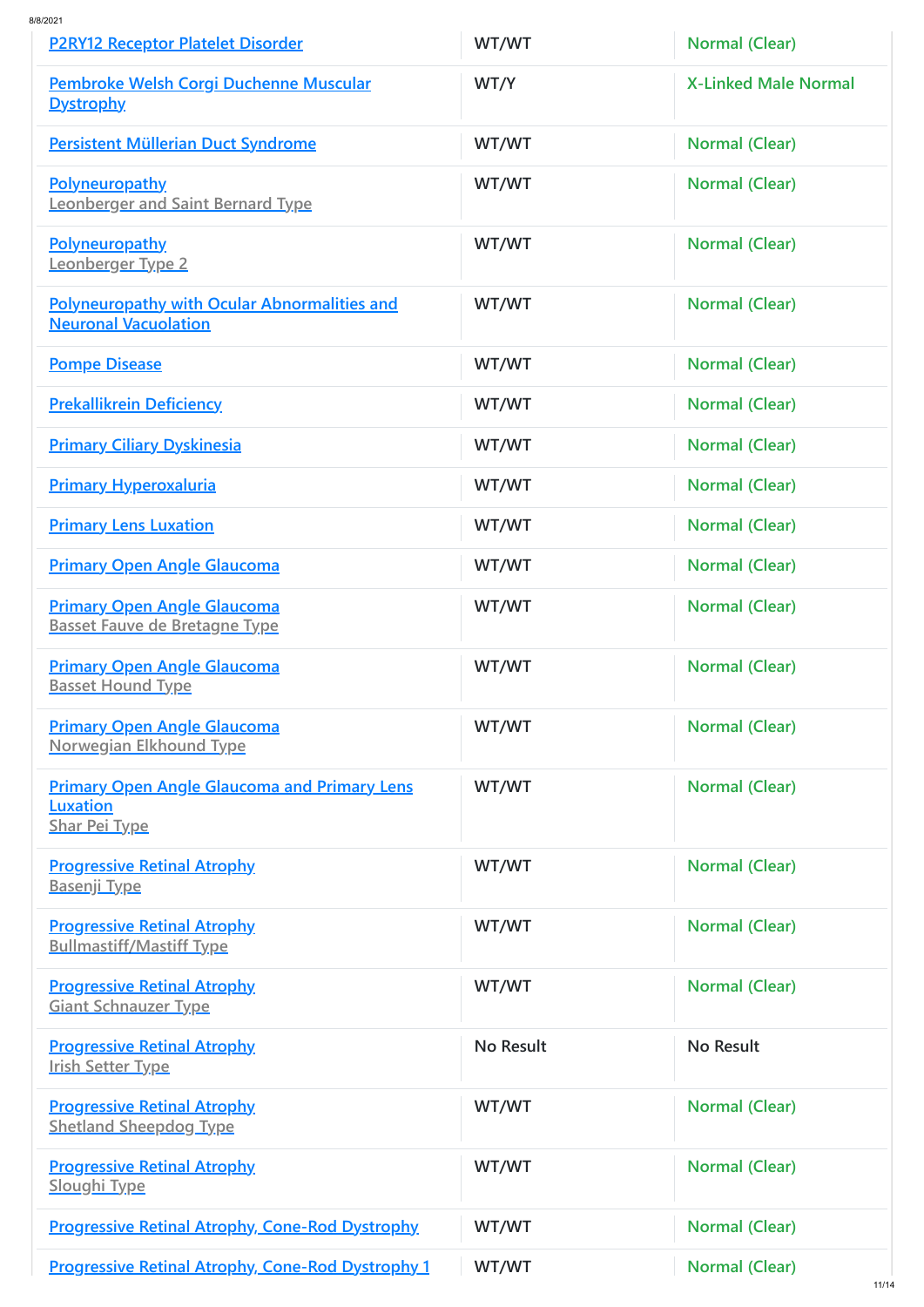| | | |
|---|---|---|
| P2RY12 Receptor Platelet Disorder | WT/WT | Normal (Clear) |
| Pembroke Welsh Corgi Duchenne Muscular Dystrophy | WT/Y | X-Linked Male Normal |
| Persistent Müllerian Duct Syndrome | WT/WT | Normal (Clear) |
| Polyneuropathy<br>Leonberger and Saint Bernard Type | WT/WT | Normal (Clear) |
| Polyneuropathy<br>Leonberger Type 2 | WT/WT | Normal (Clear) |
| Polyneuropathy with Ocular Abnormalities and Neuronal Vacuolation | WT/WT | Normal (Clear) |
| Pompe Disease | WT/WT | Normal (Clear) |
| Prekallikrein Deficiency | WT/WT | Normal (Clear) |
| Primary Ciliary Dyskinesia | WT/WT | Normal (Clear) |
| Primary Hyperoxaluria | WT/WT | Normal (Clear) |
| Primary Lens Luxation | WT/WT | Normal (Clear) |
| Primary Open Angle Glaucoma | WT/WT | Normal (Clear) |
| Primary Open Angle Glaucoma<br>Basset Fauve de Bretagne Type | WT/WT | Normal (Clear) |
| Primary Open Angle Glaucoma<br>Basset Hound Type | WT/WT | Normal (Clear) |
| Primary Open Angle Glaucoma<br>Norwegian Elkhound Type | WT/WT | Normal (Clear) |
| Primary Open Angle Glaucoma and Primary Lens Luxation<br>Shar Pei Type | WT/WT | Normal (Clear) |
| Progressive Retinal Atrophy<br>Basenji Type | WT/WT | Normal (Clear) |
| Progressive Retinal Atrophy<br>Bullmastiff/Mastiff Type | WT/WT | Normal (Clear) |
| Progressive Retinal Atrophy<br>Giant Schnauzer Type | WT/WT | Normal (Clear) |
| Progressive Retinal Atrophy<br>Irish Setter Type | No Result | No Result |
| Progressive Retinal Atrophy<br>Shetland Sheepdog Type | WT/WT | Normal (Clear) |
| Progressive Retinal Atrophy<br>Sloughi Type | WT/WT | Normal (Clear) |
| Progressive Retinal Atrophy, Cone-Rod Dystrophy | WT/WT | Normal (Clear) |
| Progressive Retinal Atrophy, Cone-Rod Dystrophy 1 | WT/WT | Normal (Clear) |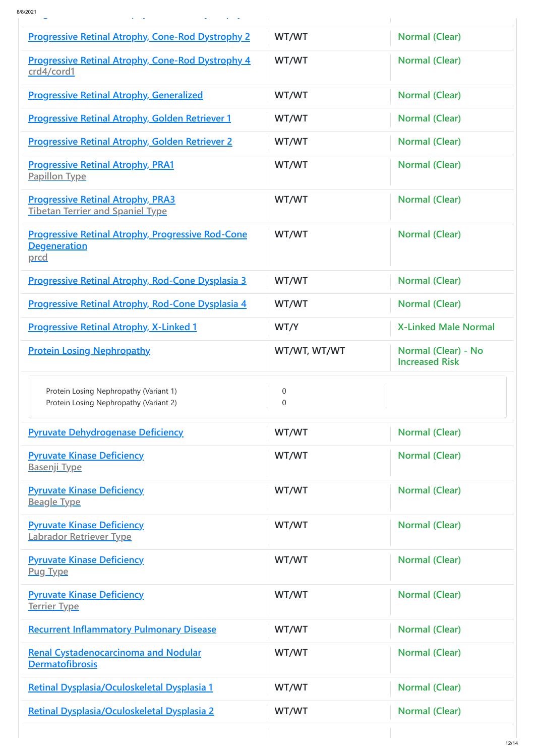| | | |
|---|---|---|
| Progressive Retinal Atrophy, Cone-Rod Dystrophy 2 | WT/WT | Normal (Clear) |
| Progressive Retinal Atrophy, Cone-Rod Dystrophy 4<br>crd4/cord1 | WT/WT | Normal (Clear) |
| Progressive Retinal Atrophy, Generalized | WT/WT | Normal (Clear) |
| Progressive Retinal Atrophy, Golden Retriever 1 | WT/WT | Normal (Clear) |
| Progressive Retinal Atrophy, Golden Retriever 2 | WT/WT | Normal (Clear) |
| Progressive Retinal Atrophy, PRA1<br>Papillon Type | WT/WT | Normal (Clear) |
| Progressive Retinal Atrophy, PRA3<br>Tibetan Terrier and Spaniel Type | WT/WT | Normal (Clear) |
| Progressive Retinal Atrophy, Progressive Rod-Cone Degeneration<br>prcd | WT/WT | Normal (Clear) |
| Progressive Retinal Atrophy, Rod-Cone Dysplasia 3 | WT/WT | Normal (Clear) |
| Progressive Retinal Atrophy, Rod-Cone Dysplasia 4 | WT/WT | Normal (Clear) |
| Progressive Retinal Atrophy, X-Linked 1 | WT/Y | X-Linked Male Normal |
| Protein Losing Nephropathy | WT/WT, WT/WT | Normal (Clear) - No Increased Risk |
| Protein Losing Nephropathy (Variant 1)<br>Protein Losing Nephropathy (Variant 2) | 0<br>0 | |
| Pyruvate Dehydrogenase Deficiency | WT/WT | Normal (Clear) |
| Pyruvate Kinase Deficiency<br>Basenji Type | WT/WT | Normal (Clear) |
| Pyruvate Kinase Deficiency<br>Beagle Type | WT/WT | Normal (Clear) |
| Pyruvate Kinase Deficiency<br>Labrador Retriever Type | WT/WT | Normal (Clear) |
| Pyruvate Kinase Deficiency<br>Pug Type | WT/WT | Normal (Clear) |
| Pyruvate Kinase Deficiency<br>Terrier Type | WT/WT | Normal (Clear) |
| Recurrent Inflammatory Pulmonary Disease | WT/WT | Normal (Clear) |
| Renal Cystadenocarcinoma and Nodular Dermatofibrosis | WT/WT | Normal (Clear) |
| Retinal Dysplasia/Oculoskeletal Dysplasia 1 | WT/WT | Normal (Clear) |
| Retinal Dysplasia/Oculoskeletal Dysplasia 2 | WT/WT | Normal (Clear) |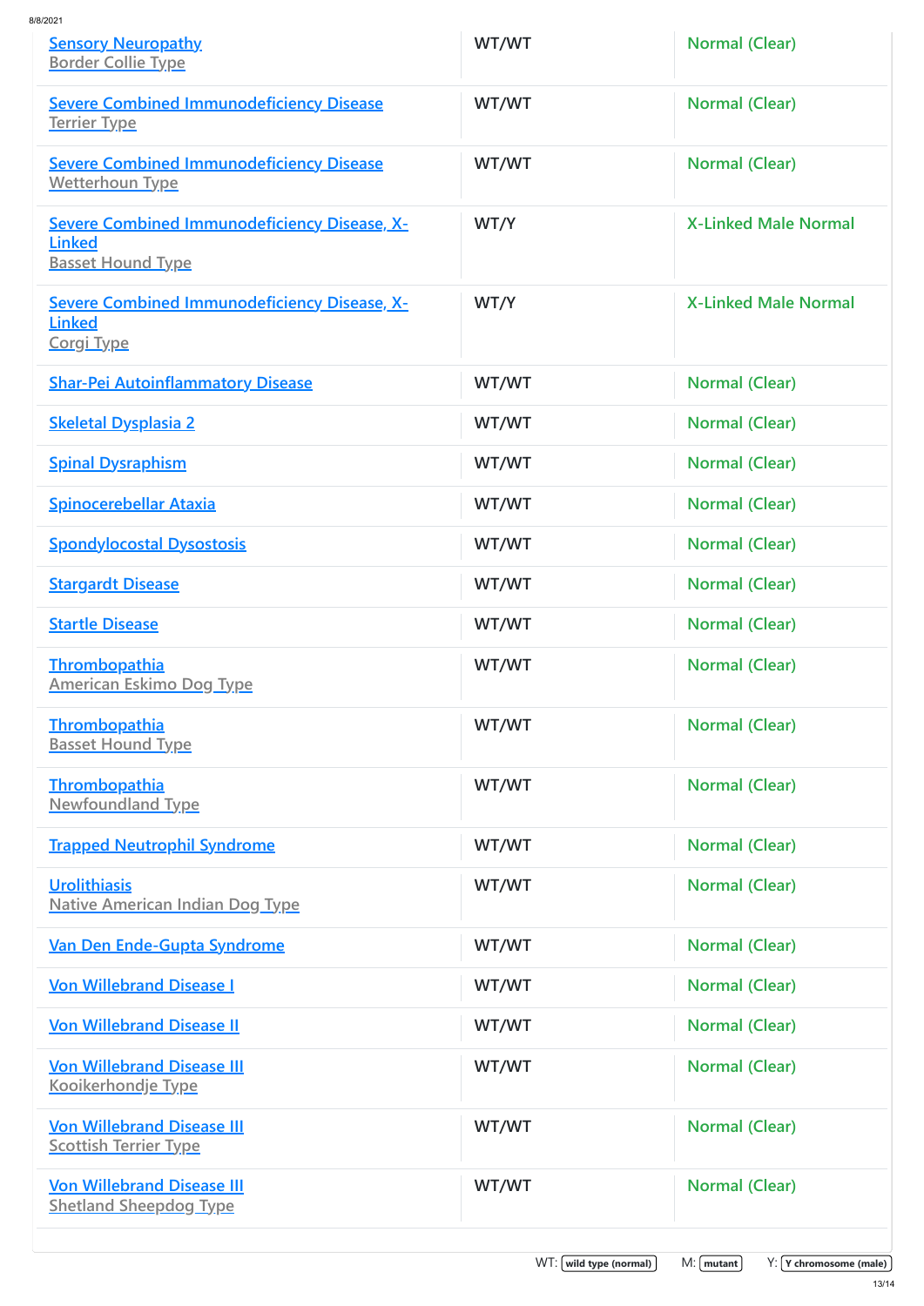| | | |
|---|---|---|
| Sensory Neuropathy<br>Border Collie Type | WT/WT | Normal (Clear) |
| Severe Combined Immunodeficiency Disease<br>Terrier Type | WT/WT | Normal (Clear) |
| Severe Combined Immunodeficiency Disease<br>Wetterhoun Type | WT/WT | Normal (Clear) |
| Severe Combined Immunodeficiency Disease, X-Linked<br>Basset Hound Type | WT/Y | X-Linked Male Normal |
| Severe Combined Immunodeficiency Disease, X-Linked<br>Corgi Type | WT/Y | X-Linked Male Normal |
| Shar-Pei Autoinflammatory Disease | WT/WT | Normal (Clear) |
| Skeletal Dysplasia 2 | WT/WT | Normal (Clear) |
| Spinal Dysraphism | WT/WT | Normal (Clear) |
| Spinocerebellar Ataxia | WT/WT | Normal (Clear) |
| Spondylocostal Dysostosis | WT/WT | Normal (Clear) |
| Stargardt Disease | WT/WT | Normal (Clear) |
| Startle Disease | WT/WT | Normal (Clear) |
| Thrombopathia<br>American Eskimo Dog Type | WT/WT | Normal (Clear) |
| Thrombopathia<br>Basset Hound Type | WT/WT | Normal (Clear) |
| Thrombopathia<br>Newfoundland Type | WT/WT | Normal (Clear) |
| Trapped Neutrophil Syndrome | WT/WT | Normal (Clear) |
| Urolithiasis<br>Native American Indian Dog Type | WT/WT | Normal (Clear) |
| Van Den Ende-Gupta Syndrome | WT/WT | Normal (Clear) |
| Von Willebrand Disease I | WT/WT | Normal (Clear) |
| Von Willebrand Disease II | WT/WT | Normal (Clear) |
| Von Willebrand Disease III<br>Kooikerhondje Type | WT/WT | Normal (Clear) |
| Von Willebrand Disease III<br>Scottish Terrier Type | WT/WT | Normal (Clear) |
| Von Willebrand Disease III<br>Shetland Sheepdog Type | WT/WT | Normal (Clear) |

WT: wild type (normal) M: mutant Y: Y chromosome (male)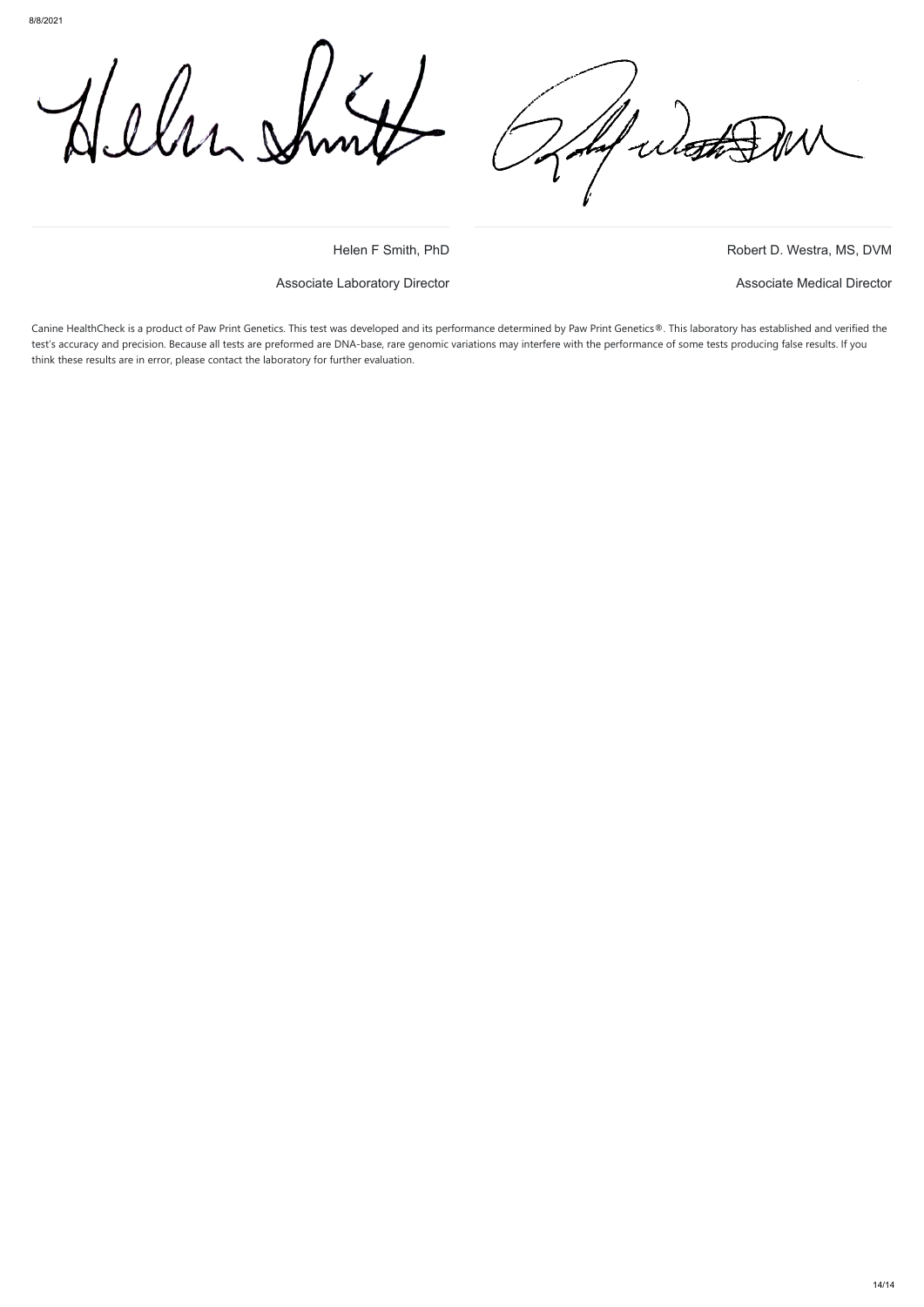Helen F Smith, PhD

Associate Laboratory Director

Robert D. Westra, MS, DVM

Associate Medical Director

Canine HealthCheck is a product of Paw Print Genetics. This test was developed and its performance determined by Paw Print Genetics®. This laboratory has established and verified the test's accuracy and precision. Because all tests are preformed are DNA-base, rare genomic variations may interfere with the performance of some tests producing false results. If you think these results are in error, please contact the laboratory for further evaluation.